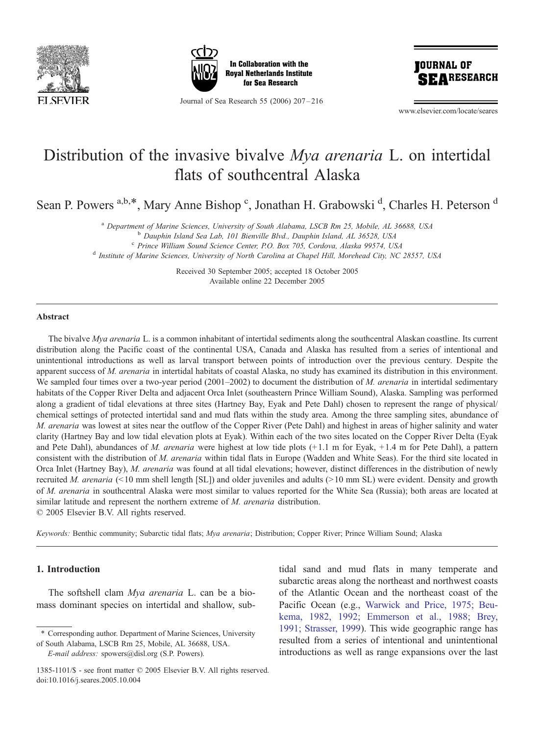# Distribution of the invasive bivalve *Mya arenaria* L. on intertidal flats of southcentral Alaska

Sean P. Powers [a,b,*], Mary Anne Bishop [c], Jonathan H. Grabowski [d], Charles H. Peterson [d]

[a] Department of Marine Sciences, University of South Alabama, LSCB Rm 25, Mobile, AL 36688, USA
[b] Dauphin Island Sea Lab, 101 Bienville Blvd., Dauphin Island, AL 36528, USA
[c] Prince William Sound Science Center, P.O. Box 705, Cordova, Alaska 99574, USA
[d] Institute of Marine Sciences, University of North Carolina at Chapel Hill, Morehead City, NC 28557, USA

Received 30 September 2005; accepted 18 October 2005
Available online 22 December 2005

## Abstract

The bivalve *Mya arenaria* L. is a common inhabitant of intertidal sediments along the southcentral Alaskan coastline. Its current distribution along the Pacific coast of the continental USA, Canada and Alaska has resulted from a series of intentional and unintentional introductions as well as larval transport between points of introduction over the previous century. Despite the apparent success of *M. arenaria* in intertidal habitats of coastal Alaska, no study has examined its distribution in this environment. We sampled four times over a two-year period (2001–2002) to document the distribution of *M. arenaria* in intertidal sedimentary habitats of the Copper River Delta and adjacent Orca Inlet (southeastern Prince William Sound), Alaska. Sampling was performed along a gradient of tidal elevations at three sites (Hartney Bay, Eyak and Pete Dahl) chosen to represent the range of physical/chemical settings of protected intertidal sand and mud flats within the study area. Among the three sampling sites, abundance of *M. arenaria* was lowest at sites near the outflow of the Copper River (Pete Dahl) and highest in areas of higher salinity and water clarity (Hartney Bay and low tidal elevation plots at Eyak). Within each of the two sites located on the Copper River Delta (Eyak and Pete Dahl), abundances of *M. arenaria* were highest at low tide plots (+1.1 m for Eyak, +1.4 m for Pete Dahl), a pattern consistent with the distribution of *M. arenaria* within tidal flats in Europe (Wadden and White Seas). For the third site located in Orca Inlet (Hartney Bay), *M. arenaria* was found at all tidal elevations; however, distinct differences in the distribution of newly recruited *M. arenaria* (<10 mm shell length [SL]) and older juveniles and adults (>10 mm SL) were evident. Density and growth of *M. arenaria* in southcentral Alaska were most similar to values reported for the White Sea (Russia); both areas are located at similar latitude and represent the northern extreme of *M. arenaria* distribution.
© 2005 Elsevier B.V. All rights reserved.

*Keywords:* Benthic community; Subarctic tidal flats; *Mya arenaria*; Distribution; Copper River; Prince William Sound; Alaska

## 1. Introduction

The softshell clam *Mya arenaria* L. can be a biomass dominant species on intertidal and shallow, subtidal sand and mud flats in many temperate and subarctic areas along the northeast and northwest coasts of the Atlantic Ocean and the northeast coast of the Pacific Ocean (e.g., Warwick and Price, 1975; Beukema, 1982, 1992; Emmerson et al., 1988; Brey, 1991; Strasser, 1999). This wide geographic range has resulted from a series of intentional and unintentional introductions as well as range expansions over the last

* Corresponding author. Department of Marine Sciences, University of South Alabama, LSCB Rm 25, Mobile, AL 36688, USA.
*E-mail address:* spowers@disl.org (S.P. Powers).

1385-1101/$ - see front matter © 2005 Elsevier B.V. All rights reserved.
doi:10.1016/j.seares.2005.10.004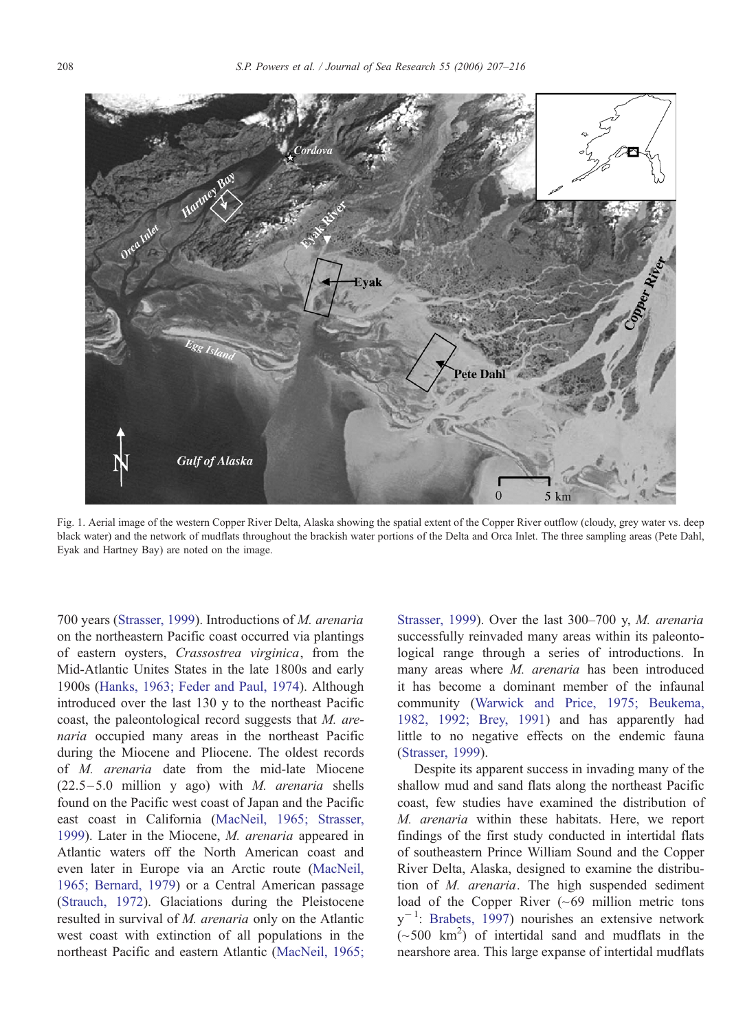Fig. 1. Aerial image of the western Copper River Delta, Alaska showing the spatial extent of the Copper River outflow (cloudy, grey water vs. deep black water) and the network of mudflats throughout the brackish water portions of the Delta and Orca Inlet. The three sampling areas (Pete Dahl, Eyak and Hartney Bay) are noted on the image.

700 years (Strasser, 1999). Introductions of *M. arenaria* on the northeastern Pacific coast occurred via plantings of eastern oysters, *Crassostrea virginica*, from the Mid-Atlantic Unites States in the late 1800s and early 1900s (Hanks, 1963; Feder and Paul, 1974). Although introduced over the last 130 y to the northeast Pacific coast, the paleontological record suggests that *M. arenaria* occupied many areas in the northeast Pacific during the Miocene and Pliocene. The oldest records of *M. arenaria* date from the mid-late Miocene (22.5–5.0 million y ago) with *M. arenaria* shells found on the Pacific west coast of Japan and the Pacific east coast in California (MacNeil, 1965; Strasser, 1999). Later in the Miocene, *M. arenaria* appeared in Atlantic waters off the North American coast and even later in Europe via an Arctic route (MacNeil, 1965; Bernard, 1979) or a Central American passage (Strauch, 1972). Glaciations during the Pleistocene resulted in survival of *M. arenaria* only on the Atlantic west coast with extinction of all populations in the northeast Pacific and eastern Atlantic (MacNeil, 1965; Strasser, 1999). Over the last 300–700 y, *M. arenaria* successfully reinvaded many areas within its paleontological range through a series of introductions. In many areas where *M. arenaria* has been introduced it has become a dominant member of the infaunal community (Warwick and Price, 1975; Beukema, 1982, 1992; Brey, 1991) and has apparently had little to no negative effects on the endemic fauna (Strasser, 1999).

Despite its apparent success in invading many of the shallow mud and sand flats along the northeast Pacific coast, few studies have examined the distribution of *M. arenaria* within these habitats. Here, we report findings of the first study conducted in intertidal flats of southeastern Prince William Sound and the Copper River Delta, Alaska, designed to examine the distribution of *M. arenaria*. The high suspended sediment load of the Copper River (~69 million metric tons $y^{-1}$: Brabets, 1997) nourishes an extensive network (~500 $km^2$) of intertidal sand and mudflats in the nearshore area. This large expanse of intertidal mudflats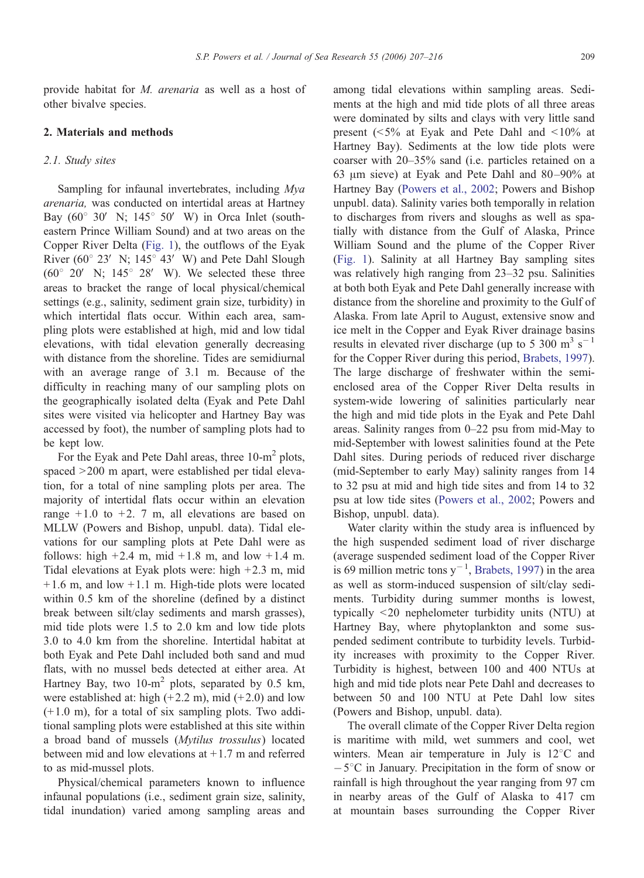provide habitat for *M. arenaria* as well as a host of other bivalve species.

## 2. Materials and methods

### 2.1. Study sites

Sampling for infaunal invertebrates, including *Mya arenaria,* was conducted on intertidal areas at Hartney Bay (60° 30′ N; 145° 50′ W) in Orca Inlet (southeastern Prince William Sound) and at two areas on the Copper River Delta (Fig. 1), the outflows of the Eyak River (60° 23′ N; 145° 43′ W) and Pete Dahl Slough (60° 20′ N; 145° 28′ W). We selected these three areas to bracket the range of local physical/chemical settings (e.g., salinity, sediment grain size, turbidity) in which intertidal flats occur. Within each area, sampling plots were established at high, mid and low tidal elevations, with tidal elevation generally decreasing with distance from the shoreline. Tides are semidiurnal with an average range of 3.1 m. Because of the difficulty in reaching many of our sampling plots on the geographically isolated delta (Eyak and Pete Dahl sites were visited via helicopter and Hartney Bay was accessed by foot), the number of sampling plots had to be kept low.

For the Eyak and Pete Dahl areas, three 10-$m^2$ plots, spaced >200 m apart, were established per tidal elevation, for a total of nine sampling plots per area. The majority of intertidal flats occur within an elevation range +1.0 to +2. 7 m, all elevations are based on MLLW (Powers and Bishop, unpubl. data). Tidal elevations for our sampling plots at Pete Dahl were as follows: high +2.4 m, mid +1.8 m, and low +1.4 m. Tidal elevations at Eyak plots were: high +2.3 m, mid +1.6 m, and low +1.1 m. High-tide plots were located within 0.5 km of the shoreline (defined by a distinct break between silt/clay sediments and marsh grasses), mid tide plots were 1.5 to 2.0 km and low tide plots 3.0 to 4.0 km from the shoreline. Intertidal habitat at both Eyak and Pete Dahl included both sand and mud flats, with no mussel beds detected at either area. At Hartney Bay, two 10-$m^2$ plots, separated by 0.5 km, were established at: high (+2.2 m), mid (+2.0) and low (+1.0 m), for a total of six sampling plots. Two additional sampling plots were established at this site within a broad band of mussels (*Mytilus trossulus*) located between mid and low elevations at +1.7 m and referred to as mid-mussel plots.

Physical/chemical parameters known to influence infaunal populations (i.e., sediment grain size, salinity, tidal inundation) varied among sampling areas and among tidal elevations within sampling areas. Sediments at the high and mid tide plots of all three areas were dominated by silts and clays with very little sand present (<5% at Eyak and Pete Dahl and <10% at Hartney Bay). Sediments at the low tide plots were coarser with 20–35% sand (i.e. particles retained on a 63 μm sieve) at Eyak and Pete Dahl and 80–90% at Hartney Bay (Powers et al., 2002; Powers and Bishop unpubl. data). Salinity varies both temporally in relation to discharges from rivers and sloughs as well as spatially with distance from the Gulf of Alaska, Prince William Sound and the plume of the Copper River (Fig. 1). Salinity at all Hartney Bay sampling sites was relatively high ranging from 23–32 psu. Salinities at both both Eyak and Pete Dahl generally increase with distance from the shoreline and proximity to the Gulf of Alaska. From late April to August, extensive snow and ice melt in the Copper and Eyak River drainage basins results in elevated river discharge (up to 5 300 $m^3$ $s^{-1}$ for the Copper River during this period, Brabets, 1997). The large discharge of freshwater within the semi-enclosed area of the Copper River Delta results in system-wide lowering of salinities particularly near the high and mid tide plots in the Eyak and Pete Dahl areas. Salinity ranges from 0–22 psu from mid-May to mid-September with lowest salinities found at the Pete Dahl sites. During periods of reduced river discharge (mid-September to early May) salinity ranges from 14 to 32 psu at mid and high tide sites and from 14 to 32 psu at low tide sites (Powers et al., 2002; Powers and Bishop, unpubl. data).

Water clarity within the study area is influenced by the high suspended sediment load of river discharge (average suspended sediment load of the Copper River is 69 million metric tons $y^{-1}$, Brabets, 1997) in the area as well as storm-induced suspension of silt/clay sediments. Turbidity during summer months is lowest, typically <20 nephelometer turbidity units (NTU) at Hartney Bay, where phytoplankton and some suspended sediment contribute to turbidity levels. Turbidity increases with proximity to the Copper River. Turbidity is highest, between 100 and 400 NTUs at high and mid tide plots near Pete Dahl and decreases to between 50 and 100 NTU at Pete Dahl low sites (Powers and Bishop, unpubl. data).

The overall climate of the Copper River Delta region is maritime with mild, wet summers and cool, wet winters. Mean air temperature in July is 12°C and −5°C in January. Precipitation in the form of snow or rainfall is high throughout the year ranging from 97 cm in nearby areas of the Gulf of Alaska to 417 cm at mountain bases surrounding the Copper River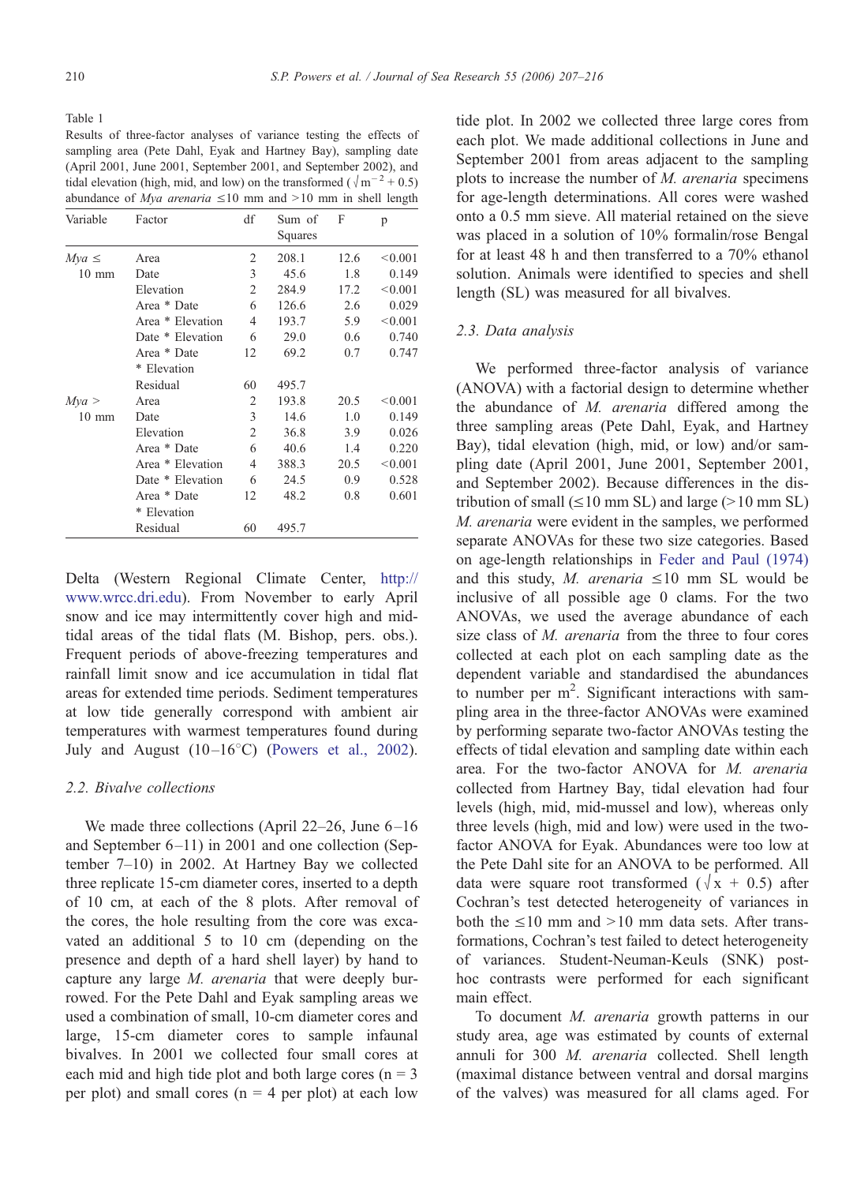Table 1
Results of three-factor analyses of variance testing the effects of sampling area (Pete Dahl, Eyak and Hartney Bay), sampling date (April 2001, June 2001, September 2001, and September 2002), and tidal elevation (high, mid, and low) on the transformed ($\sqrt{\mathrm{m}^{-2}+0.5}$) abundance of *Mya arenaria* ≤10 mm and >10 mm in shell length

| Variable | Factor | df | Sum of Squares | F | p |
|---|---|---|---|---|---|
| *Mya* ≤ 10 mm | Area | 2 | 208.1 | 12.6 | <0.001 |
| | Date | 3 | 45.6 | 1.8 | 0.149 |
| | Elevation | 2 | 284.9 | 17.2 | <0.001 |
| | Area * Date | 6 | 126.6 | 2.6 | 0.029 |
| | Area * Elevation | 4 | 193.7 | 5.9 | <0.001 |
| | Date * Elevation | 6 | 29.0 | 0.6 | 0.740 |
| | Area * Date * Elevation | 12 | 69.2 | 0.7 | 0.747 |
| | Residual | 60 | 495.7 | | |
| *Mya* > 10 mm | Area | 2 | 193.8 | 20.5 | <0.001 |
| | Date | 3 | 14.6 | 1.0 | 0.149 |
| | Elevation | 2 | 36.8 | 3.9 | 0.026 |
| | Area * Date | 6 | 40.6 | 1.4 | 0.220 |
| | Area * Elevation | 4 | 388.3 | 20.5 | <0.001 |
| | Date * Elevation | 6 | 24.5 | 0.9 | 0.528 |
| | Area * Date * Elevation | 12 | 48.2 | 0.8 | 0.601 |
| | Residual | 60 | 495.7 | | |

Delta (Western Regional Climate Center, http://www.wrcc.dri.edu). From November to early April snow and ice may intermittently cover high and mid-tidal areas of the tidal flats (M. Bishop, pers. obs.). Frequent periods of above-freezing temperatures and rainfall limit snow and ice accumulation in tidal flat areas for extended time periods. Sediment temperatures at low tide generally correspond with ambient air temperatures with warmest temperatures found during July and August (10–16°C) (Powers et al., 2002).

### 2.2. Bivalve collections

We made three collections (April 22–26, June 6–16 and September 6–11) in 2001 and one collection (September 7–10) in 2002. At Hartney Bay we collected three replicate 15-cm diameter cores, inserted to a depth of 10 cm, at each of the 8 plots. After removal of the cores, the hole resulting from the core was excavated an additional 5 to 10 cm (depending on the presence and depth of a hard shell layer) by hand to capture any large *M. arenaria* that were deeply burrowed. For the Pete Dahl and Eyak sampling areas we used a combination of small, 10-cm diameter cores and large, 15-cm diameter cores to sample infaunal bivalves. In 2001 we collected four small cores at each mid and high tide plot and both large cores ($n = 3$ per plot) and small cores ($n = 4$ per plot) at each low tide plot. In 2002 we collected three large cores from each plot. We made additional collections in June and September 2001 from areas adjacent to the sampling plots to increase the number of *M. arenaria* specimens for age-length determinations. All cores were washed onto a 0.5 mm sieve. All material retained on the sieve was placed in a solution of 10% formalin/rose Bengal for at least 48 h and then transferred to a 70% ethanol solution. Animals were identified to species and shell length (SL) was measured for all bivalves.

### 2.3. Data analysis

We performed three-factor analysis of variance (ANOVA) with a factorial design to determine whether the abundance of *M. arenaria* differed among the three sampling areas (Pete Dahl, Eyak, and Hartney Bay), tidal elevation (high, mid, or low) and/or sampling date (April 2001, June 2001, September 2001, and September 2002). Because differences in the distribution of small (≤10 mm SL) and large (>10 mm SL) *M. arenaria* were evident in the samples, we performed separate ANOVAs for these two size categories. Based on age-length relationships in Feder and Paul (1974) and this study, *M. arenaria* ≤10 mm SL would be inclusive of all possible age 0 clams. For the two ANOVAs, we used the average abundance of each size class of *M. arenaria* from the three to four cores collected at each plot on each sampling date as the dependent variable and standardised the abundances to number per $\mathrm{m}^2$. Significant interactions with sampling area in the three-factor ANOVAs were examined by performing separate two-factor ANOVAs testing the effects of tidal elevation and sampling date within each area. For the two-factor ANOVA for *M. arenaria* collected from Hartney Bay, tidal elevation had four levels (high, mid, mid-mussel and low), whereas only three levels (high, mid and low) were used in the two-factor ANOVA for Eyak. Abundances were too low at the Pete Dahl site for an ANOVA to be performed. All data were square root transformed ($\sqrt{x+0.5}$) after Cochran's test detected heterogeneity of variances in both the ≤10 mm and >10 mm data sets. After transformations, Cochran's test failed to detect heterogeneity of variances. Student-Neuman-Keuls (SNK) post-hoc contrasts were performed for each significant main effect.

To document *M. arenaria* growth patterns in our study area, age was estimated by counts of external annuli for 300 *M. arenaria* collected. Shell length (maximal distance between ventral and dorsal margins of the valves) was measured for all clams aged. For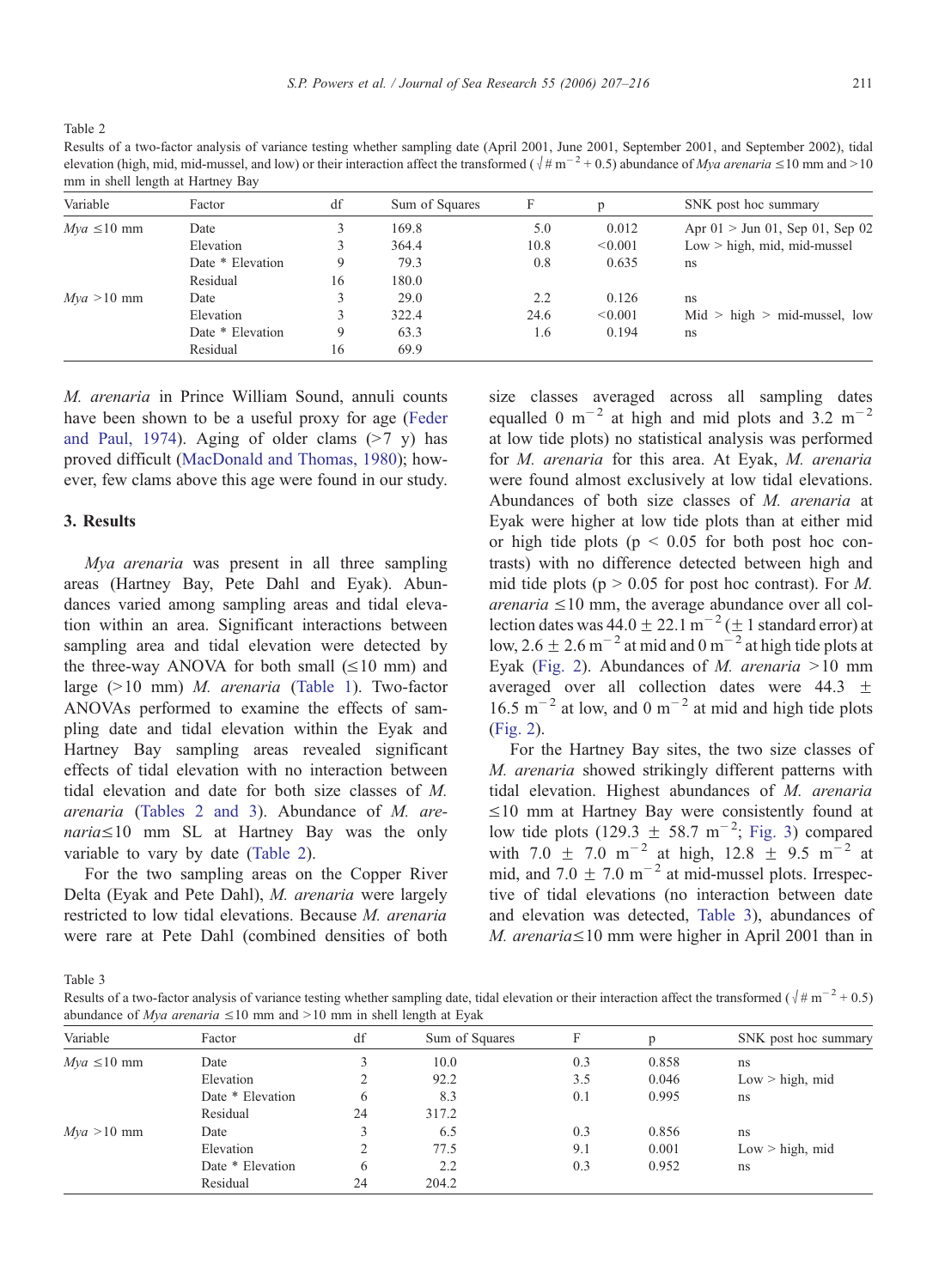Table 2
Results of a two-factor analysis of variance testing whether sampling date (April 2001, June 2001, September 2001, and September 2002), tidal elevation (high, mid, mid-mussel, and low) or their interaction affect the transformed ($\sqrt{\# \text{ m}^{-2} + 0.5}$) abundance of *Mya arenaria* ≤10 mm and >10 mm in shell length at Hartney Bay

| Variable | Factor | df | Sum of Squares | F | p | SNK post hoc summary |
|---|---|---|---|---|---|---|
| *Mya* ≤10 mm | Date | 3 | 169.8 | 5.0 | 0.012 | Apr 01 > Jun 01, Sep 01, Sep 02 |
| | Elevation | 3 | 364.4 | 10.8 | <0.001 | Low > high, mid, mid-mussel |
| | Date * Elevation | 9 | 79.3 | 0.8 | 0.635 | ns |
| | Residual | 16 | 180.0 | | | |
| *Mya* >10 mm | Date | 3 | 29.0 | 2.2 | 0.126 | ns |
| | Elevation | 3 | 322.4 | 24.6 | <0.001 | Mid > high > mid-mussel, low |
| | Date * Elevation | 9 | 63.3 | 1.6 | 0.194 | ns |
| | Residual | 16 | 69.9 | | | |

*M. arenaria* in Prince William Sound, annuli counts have been shown to be a useful proxy for age (Feder and Paul, 1974). Aging of older clams (>7 y) has proved difficult (MacDonald and Thomas, 1980); however, few clams above this age were found in our study.

## 3. Results

*Mya arenaria* was present in all three sampling areas (Hartney Bay, Pete Dahl and Eyak). Abundances varied among sampling areas and tidal elevation within an area. Significant interactions between sampling area and tidal elevation were detected by the three-way ANOVA for both small (≤10 mm) and large (>10 mm) *M. arenaria* (Table 1). Two-factor ANOVAs performed to examine the effects of sampling date and tidal elevation within the Eyak and Hartney Bay sampling areas revealed significant effects of tidal elevation with no interaction between tidal elevation and date for both size classes of *M. arenaria* (Tables 2 and 3). Abundance of *M. arenaria*≤10 mm SL at Hartney Bay was the only variable to vary by date (Table 2).

For the two sampling areas on the Copper River Delta (Eyak and Pete Dahl), *M. arenaria* were largely restricted to low tidal elevations. Because *M. arenaria* were rare at Pete Dahl (combined densities of both size classes averaged across all sampling dates equalled 0 m$^{-2}$ at high and mid plots and 3.2 m$^{-2}$ at low tide plots) no statistical analysis was performed for *M. arenaria* for this area. At Eyak, *M. arenaria* were found almost exclusively at low tidal elevations. Abundances of both size classes of *M. arenaria* at Eyak were higher at low tide plots than at either mid or high tide plots ($p < 0.05$ for both post hoc contrasts) with no difference detected between high and mid tide plots ($p > 0.05$ for post hoc contrast). For *M. arenaria* ≤10 mm, the average abundance over all collection dates was 44.0 ± 22.1 m$^{-2}$ (± 1 standard error) at low, 2.6 ± 2.6 m$^{-2}$ at mid and 0 m$^{-2}$ at high tide plots at Eyak (Fig. 2). Abundances of *M. arenaria* >10 mm averaged over all collection dates were 44.3 ± 16.5 m$^{-2}$ at low, and 0 m$^{-2}$ at mid and high tide plots (Fig. 2).

For the Hartney Bay sites, the two size classes of *M. arenaria* showed strikingly different patterns with tidal elevation. Highest abundances of *M. arenaria* ≤10 mm at Hartney Bay were consistently found at low tide plots (129.3 ± 58.7 m$^{-2}$; Fig. 3) compared with 7.0 ± 7.0 m$^{-2}$ at high, 12.8 ± 9.5 m$^{-2}$ at mid, and 7.0 ± 7.0 m$^{-2}$ at mid-mussel plots. Irrespective of tidal elevations (no interaction between date and elevation was detected, Table 3), abundances of *M. arenaria*≤10 mm were higher in April 2001 than in

Table 3
Results of a two-factor analysis of variance testing whether sampling date, tidal elevation or their interaction affect the transformed ($\sqrt{\# \text{ m}^{-2} + 0.5}$) abundance of *Mya arenaria* ≤10 mm and >10 mm in shell length at Eyak

| Variable | Factor | df | Sum of Squares | F | p | SNK post hoc summary |
|---|---|---|---|---|---|---|
| *Mya* ≤10 mm | Date | 3 | 10.0 | 0.3 | 0.858 | ns |
| | Elevation | 2 | 92.2 | 3.5 | 0.046 | Low > high, mid |
| | Date * Elevation | 6 | 8.3 | 0.1 | 0.995 | ns |
| | Residual | 24 | 317.2 | | | |
| *Mya* >10 mm | Date | 3 | 6.5 | 0.3 | 0.856 | ns |
| | Elevation | 2 | 77.5 | 9.1 | 0.001 | Low > high, mid |
| | Date * Elevation | 6 | 2.2 | 0.3 | 0.952 | ns |
| | Residual | 24 | 204.2 | | | |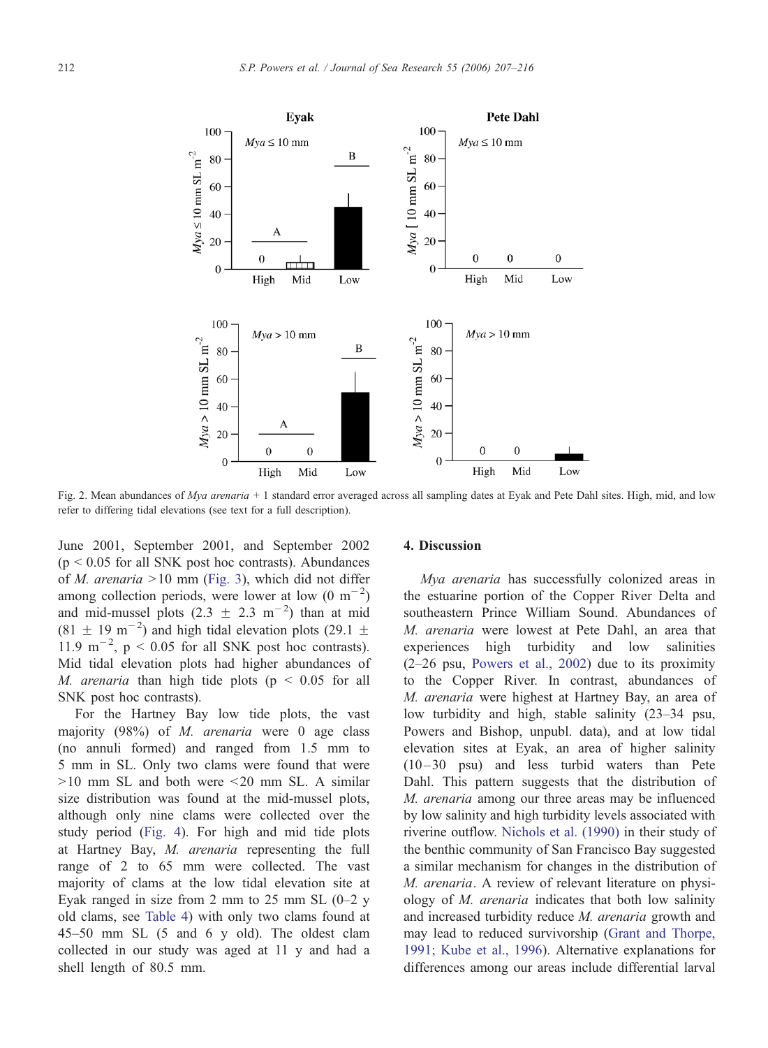Fig. 2. Mean abundances of *Mya arenaria* + 1 standard error averaged across all sampling dates at Eyak and Pete Dahl sites. High, mid, and low refer to differing tidal elevations (see text for a full description).

June 2001, September 2001, and September 2002 ($p < 0.05$ for all SNK post hoc contrasts). Abundances of *M. arenaria* >10 mm (Fig. 3), which did not differ among collection periods, were lower at low (0 $m^{-2}$) and mid-mussel plots (2.3 ± 2.3 $m^{-2}$) than at mid (81 ± 19 $m^{-2}$) and high tidal elevation plots (29.1 ± 11.9 $m^{-2}$, $p < 0.05$ for all SNK post hoc contrasts). Mid tidal elevation plots had higher abundances of *M. arenaria* than high tide plots ($p < 0.05$ for all SNK post hoc contrasts).

For the Hartney Bay low tide plots, the vast majority (98%) of *M. arenaria* were 0 age class (no annuli formed) and ranged from 1.5 mm to 5 mm in SL. Only two clams were found that were >10 mm SL and both were <20 mm SL. A similar size distribution was found at the mid-mussel plots, although only nine clams were collected over the study period (Fig. 4). For high and mid tide plots at Hartney Bay, *M. arenaria* representing the full range of 2 to 65 mm were collected. The vast majority of clams at the low tidal elevation site at Eyak ranged in size from 2 mm to 25 mm SL (0–2 y old clams, see Table 4) with only two clams found at 45–50 mm SL (5 and 6 y old). The oldest clam collected in our study was aged at 11 y and had a shell length of 80.5 mm.

## 4. Discussion

*Mya arenaria* has successfully colonized areas in the estuarine portion of the Copper River Delta and southeastern Prince William Sound. Abundances of *M. arenaria* were lowest at Pete Dahl, an area that experiences high turbidity and low salinities (2–26 psu, Powers et al., 2002) due to its proximity to the Copper River. In contrast, abundances of *M. arenaria* were highest at Hartney Bay, an area of low turbidity and high, stable salinity (23–34 psu, Powers and Bishop, unpubl. data), and at low tidal elevation sites at Eyak, an area of higher salinity (10–30 psu) and less turbid waters than Pete Dahl. This pattern suggests that the distribution of *M. arenaria* among our three areas may be influenced by low salinity and high turbidity levels associated with riverine outflow. Nichols et al. (1990) in their study of the benthic community of San Francisco Bay suggested a similar mechanism for changes in the distribution of *M. arenaria*. A review of relevant literature on physiology of *M. arenaria* indicates that both low salinity and increased turbidity reduce *M. arenaria* growth and may lead to reduced survivorship (Grant and Thorpe, 1991; Kube et al., 1996). Alternative explanations for differences among our areas include differential larval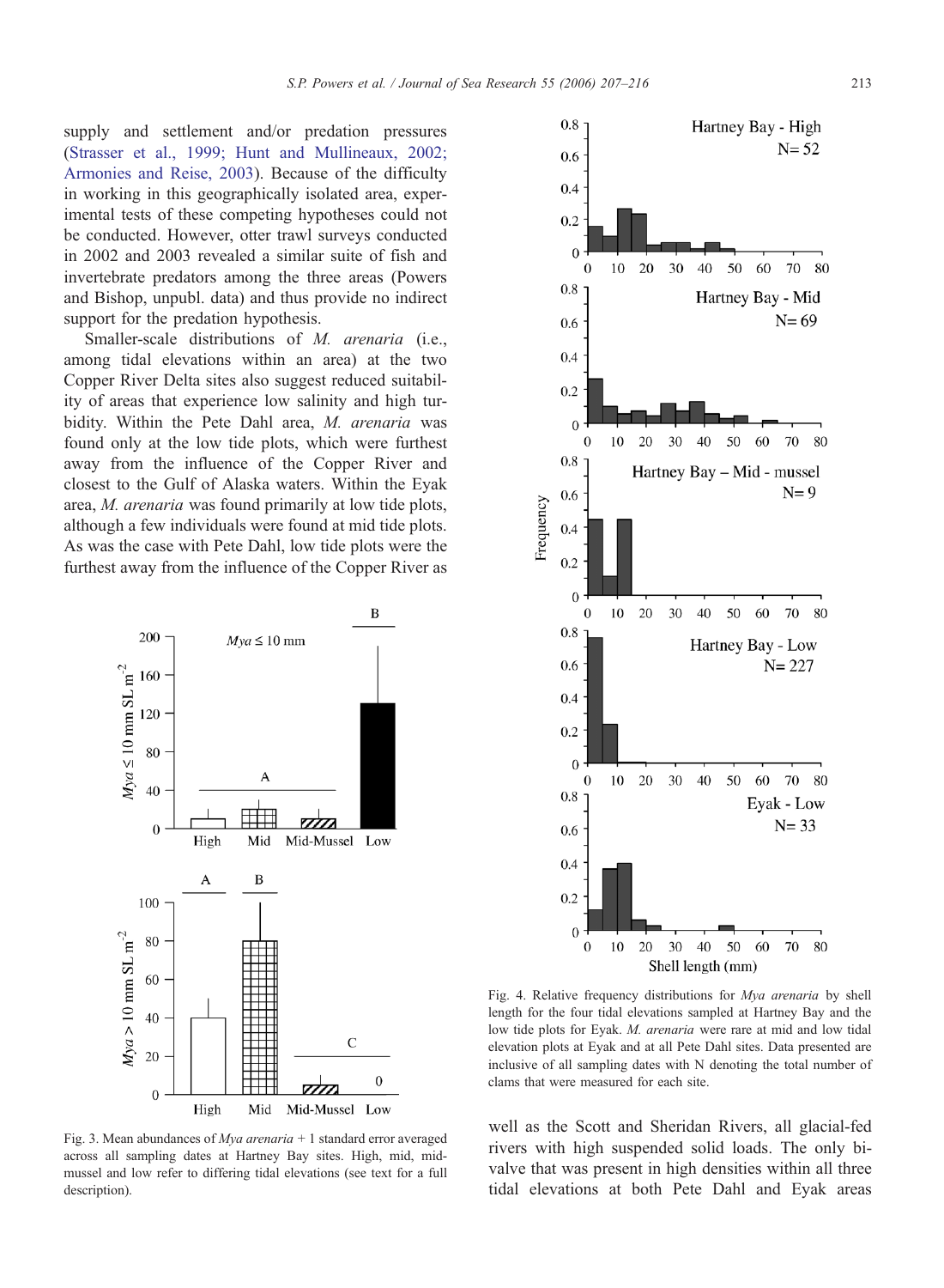supply and settlement and/or predation pressures (Strasser et al., 1999; Hunt and Mullineaux, 2002; Armonies and Reise, 2003). Because of the difficulty in working in this geographically isolated area, experimental tests of these competing hypotheses could not be conducted. However, otter trawl surveys conducted in 2002 and 2003 revealed a similar suite of fish and invertebrate predators among the three areas (Powers and Bishop, unpubl. data) and thus provide no indirect support for the predation hypothesis.

Smaller-scale distributions of *M. arenaria* (i.e., among tidal elevations within an area) at the two Copper River Delta sites also suggest reduced suitability of areas that experience low salinity and high turbidity. Within the Pete Dahl area, *M. arenaria* was found only at the low tide plots, which were furthest away from the influence of the Copper River and closest to the Gulf of Alaska waters. Within the Eyak area, *M. arenaria* was found primarily at low tide plots, although a few individuals were found at mid tide plots. As was the case with Pete Dahl, low tide plots were the furthest away from the influence of the Copper River as well as the Scott and Sheridan Rivers, all glacial-fed rivers with high suspended solid loads. The only bivalve that was present in high densities within all three tidal elevations at both Pete Dahl and Eyak areas

Fig. 3. Mean abundances of *Mya arenaria* + 1 standard error averaged across all sampling dates at Hartney Bay sites. High, mid, mid-mussel and low refer to differing tidal elevations (see text for a full description).

Fig. 4. Relative frequency distributions for *Mya arenaria* by shell length for the four tidal elevations sampled at Hartney Bay and the low tide plots for Eyak. *M. arenaria* were rare at mid and low tidal elevation plots at Eyak and at all Pete Dahl sites. Data presented are inclusive of all sampling dates with N denoting the total number of clams that were measured for each site.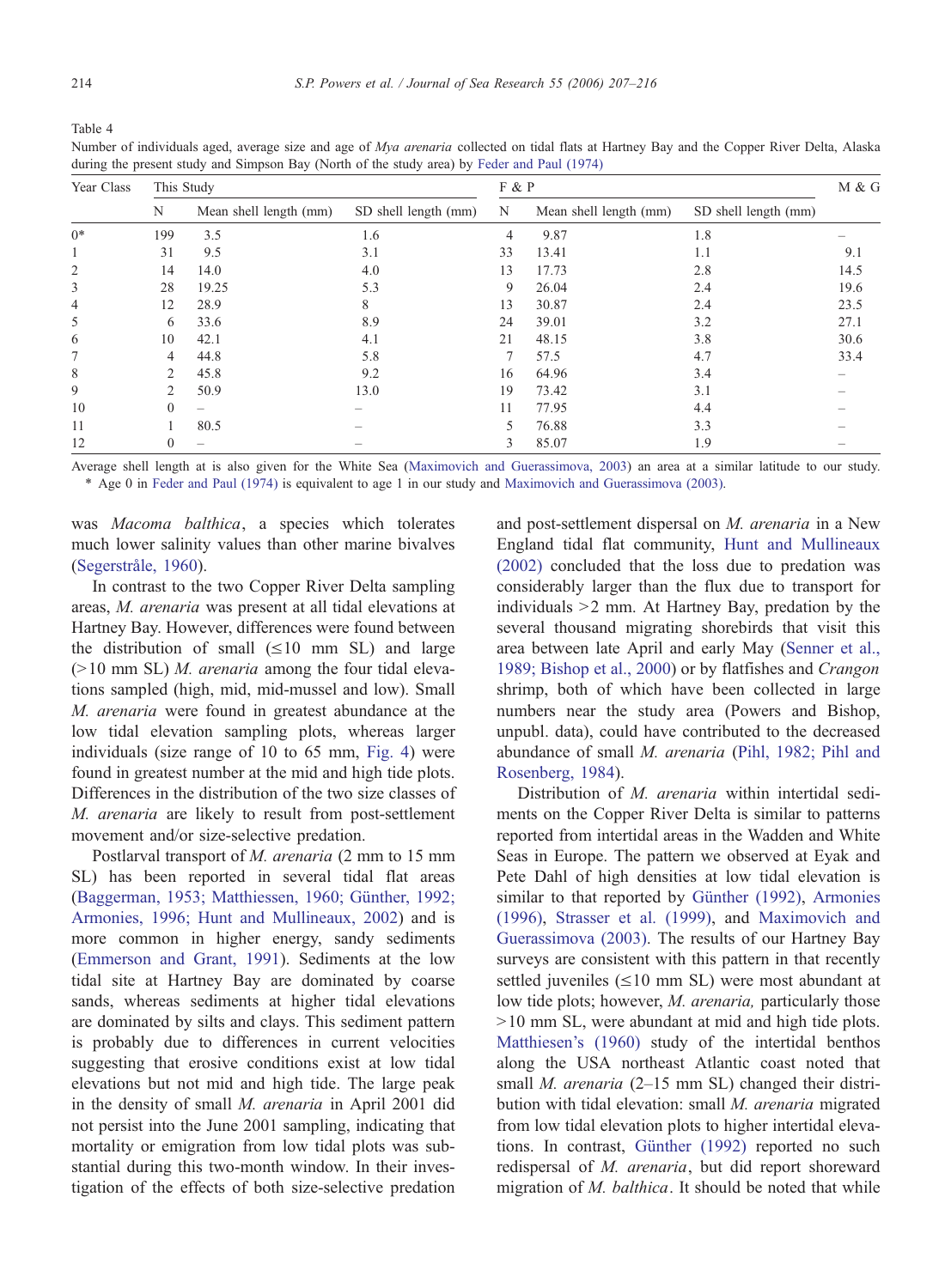Table 4
Number of individuals aged, average size and age of *Mya arenaria* collected on tidal flats at Hartney Bay and the Copper River Delta, Alaska during the present study and Simpson Bay (North of the study area) by Feder and Paul (1974)

| Year Class | This Study | | | F & P | | | M & G |
|---|---|---|---|---|---|---|---|
| | N | Mean shell length (mm) | SD shell length (mm) | N | Mean shell length (mm) | SD shell length (mm) | |
| 0* | 199 | 3.5 | 1.6 | 4 | 9.87 | 1.8 | – |
| 1 | 31 | 9.5 | 3.1 | 33 | 13.41 | 1.1 | 9.1 |
| 2 | 14 | 14.0 | 4.0 | 13 | 17.73 | 2.8 | 14.5 |
| 3 | 28 | 19.25 | 5.3 | 9 | 26.04 | 2.4 | 19.6 |
| 4 | 12 | 28.9 | 8 | 13 | 30.87 | 2.4 | 23.5 |
| 5 | 6 | 33.6 | 8.9 | 24 | 39.01 | 3.2 | 27.1 |
| 6 | 10 | 42.1 | 4.1 | 21 | 48.15 | 3.8 | 30.6 |
| 7 | 4 | 44.8 | 5.8 | 7 | 57.5 | 4.7 | 33.4 |
| 8 | 2 | 45.8 | 9.2 | 16 | 64.96 | 3.4 | – |
| 9 | 2 | 50.9 | 13.0 | 19 | 73.42 | 3.1 | – |
| 10 | 0 | – | – | 11 | 77.95 | 4.4 | – |
| 11 | 1 | 80.5 | – | 5 | 76.88 | 3.3 | – |
| 12 | 0 | – | – | 3 | 85.07 | 1.9 | – |

Average shell length at is also given for the White Sea (Maximovich and Guerassimova, 2003) an area at a similar latitude to our study.
\* Age 0 in Feder and Paul (1974) is equivalent to age 1 in our study and Maximovich and Guerassimova (2003).

was *Macoma balthica*, a species which tolerates much lower salinity values than other marine bivalves (Segerstråle, 1960).

In contrast to the two Copper River Delta sampling areas, *M. arenaria* was present at all tidal elevations at Hartney Bay. However, differences were found between the distribution of small (≤10 mm SL) and large (>10 mm SL) *M. arenaria* among the four tidal elevations sampled (high, mid, mid-mussel and low). Small *M. arenaria* were found in greatest abundance at the low tidal elevation sampling plots, whereas larger individuals (size range of 10 to 65 mm, Fig. 4) were found in greatest number at the mid and high tide plots. Differences in the distribution of the two size classes of *M. arenaria* are likely to result from post-settlement movement and/or size-selective predation.

Postlarval transport of *M. arenaria* (2 mm to 15 mm SL) has been reported in several tidal flat areas (Baggerman, 1953; Matthiessen, 1960; Günther, 1992; Armonies, 1996; Hunt and Mullineaux, 2002) and is more common in higher energy, sandy sediments (Emmerson and Grant, 1991). Sediments at the low tidal site at Hartney Bay are dominated by coarse sands, whereas sediments at higher tidal elevations are dominated by silts and clays. This sediment pattern is probably due to differences in current velocities suggesting that erosive conditions exist at low tidal elevations but not mid and high tide. The large peak in the density of small *M. arenaria* in April 2001 did not persist into the June 2001 sampling, indicating that mortality or emigration from low tidal plots was substantial during this two-month window. In their investigation of the effects of both size-selective predation and post-settlement dispersal on *M. arenaria* in a New England tidal flat community, Hunt and Mullineaux (2002) concluded that the loss due to predation was considerably larger than the flux due to transport for individuals >2 mm. At Hartney Bay, predation by the several thousand migrating shorebirds that visit this area between late April and early May (Senner et al., 1989; Bishop et al., 2000) or by flatfishes and *Crangon* shrimp, both of which have been collected in large numbers near the study area (Powers and Bishop, unpubl. data), could have contributed to the decreased abundance of small *M. arenaria* (Pihl, 1982; Pihl and Rosenberg, 1984).

Distribution of *M. arenaria* within intertidal sediments on the Copper River Delta is similar to patterns reported from intertidal areas in the Wadden and White Seas in Europe. The pattern we observed at Eyak and Pete Dahl of high densities at low tidal elevation is similar to that reported by Günther (1992), Armonies (1996), Strasser et al. (1999), and Maximovich and Guerassimova (2003). The results of our Hartney Bay surveys are consistent with this pattern in that recently settled juveniles (≤10 mm SL) were most abundant at low tide plots; however, *M. arenaria,* particularly those >10 mm SL, were abundant at mid and high tide plots. Matthiesen's (1960) study of the intertidal benthos along the USA northeast Atlantic coast noted that small *M. arenaria* (2–15 mm SL) changed their distribution with tidal elevation: small *M. arenaria* migrated from low tidal elevation plots to higher intertidal elevations. In contrast, Günther (1992) reported no such redispersal of *M. arenaria*, but did report shoreward migration of *M. balthica*. It should be noted that while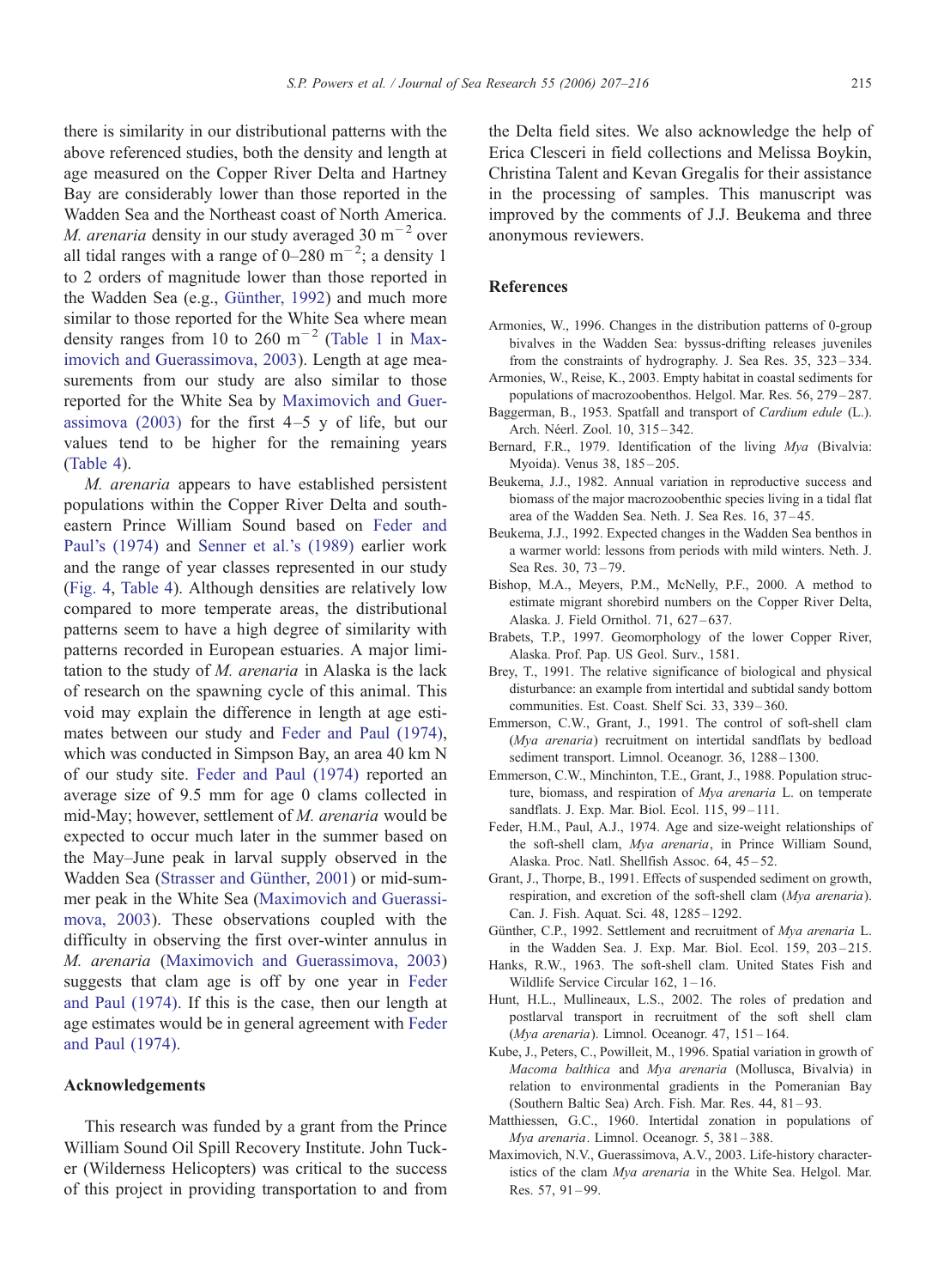there is similarity in our distributional patterns with the above referenced studies, both the density and length at age measured on the Copper River Delta and Hartney Bay are considerably lower than those reported in the Wadden Sea and the Northeast coast of North America. *M. arenaria* density in our study averaged 30 $m^{-2}$ over all tidal ranges with a range of 0–280 $m^{-2}$; a density 1 to 2 orders of magnitude lower than those reported in the Wadden Sea (e.g., Günther, 1992) and much more similar to those reported for the White Sea where mean density ranges from 10 to 260 $m^{-2}$ (Table 1 in Maximovich and Guerassimova, 2003). Length at age measurements from our study are also similar to those reported for the White Sea by Maximovich and Guerassimova (2003) for the first 4–5 y of life, but our values tend to be higher for the remaining years (Table 4).

*M. arenaria* appears to have established persistent populations within the Copper River Delta and southeastern Prince William Sound based on Feder and Paul's (1974) and Senner et al.'s (1989) earlier work and the range of year classes represented in our study (Fig. 4, Table 4). Although densities are relatively low compared to more temperate areas, the distributional patterns seem to have a high degree of similarity with patterns recorded in European estuaries. A major limitation to the study of *M. arenaria* in Alaska is the lack of research on the spawning cycle of this animal. This void may explain the difference in length at age estimates between our study and Feder and Paul (1974), which was conducted in Simpson Bay, an area 40 km N of our study site. Feder and Paul (1974) reported an average size of 9.5 mm for age 0 clams collected in mid-May; however, settlement of *M. arenaria* would be expected to occur much later in the summer based on the May–June peak in larval supply observed in the Wadden Sea (Strasser and Günther, 2001) or mid-summer peak in the White Sea (Maximovich and Guerassimova, 2003). These observations coupled with the difficulty in observing the first over-winter annulus in *M. arenaria* (Maximovich and Guerassimova, 2003) suggests that clam age is off by one year in Feder and Paul (1974). If this is the case, then our length at age estimates would be in general agreement with Feder and Paul (1974).

## Acknowledgements

This research was funded by a grant from the Prince William Sound Oil Spill Recovery Institute. John Tucker (Wilderness Helicopters) was critical to the success of this project in providing transportation to and from the Delta field sites. We also acknowledge the help of Erica Clesceri in field collections and Melissa Boykin, Christina Talent and Kevan Gregalis for their assistance in the processing of samples. This manuscript was improved by the comments of J.J. Beukema and three anonymous reviewers.

## References

Armonies, W., 1996. Changes in the distribution patterns of 0-group bivalves in the Wadden Sea: byssus-drifting releases juveniles from the constraints of hydrography. J. Sea Res. 35, 323–334.

Armonies, W., Reise, K., 2003. Empty habitat in coastal sediments for populations of macrozoobenthos. Helgol. Mar. Res. 56, 279–287.

Baggerman, B., 1953. Spatfall and transport of *Cardium edule* (L.). Arch. Néerl. Zool. 10, 315–342.

Bernard, F.R., 1979. Identification of the living *Mya* (Bivalvia: Myoida). Venus 38, 185–205.

Beukema, J.J., 1982. Annual variation in reproductive success and biomass of the major macrozoobenthic species living in a tidal flat area of the Wadden Sea. Neth. J. Sea Res. 16, 37–45.

Beukema, J.J., 1992. Expected changes in the Wadden Sea benthos in a warmer world: lessons from periods with mild winters. Neth. J. Sea Res. 30, 73–79.

Bishop, M.A., Meyers, P.M., McNelly, P.F., 2000. A method to estimate migrant shorebird numbers on the Copper River Delta, Alaska. J. Field Ornithol. 71, 627–637.

Brabets, T.P., 1997. Geomorphology of the lower Copper River, Alaska. Prof. Pap. US Geol. Surv., 1581.

Brey, T., 1991. The relative significance of biological and physical disturbance: an example from intertidal and subtidal sandy bottom communities. Est. Coast. Shelf Sci. 33, 339–360.

Emmerson, C.W., Grant, J., 1991. The control of soft-shell clam (*Mya arenaria*) recruitment on intertidal sandflats by bedload sediment transport. Limnol. Oceanogr. 36, 1288–1300.

Emmerson, C.W., Minchinton, T.E., Grant, J., 1988. Population structure, biomass, and respiration of *Mya arenaria* L. on temperate sandflats. J. Exp. Mar. Biol. Ecol. 115, 99–111.

Feder, H.M., Paul, A.J., 1974. Age and size-weight relationships of the soft-shell clam, *Mya arenaria*, in Prince William Sound, Alaska. Proc. Natl. Shellfish Assoc. 64, 45–52.

Grant, J., Thorpe, B., 1991. Effects of suspended sediment on growth, respiration, and excretion of the soft-shell clam (*Mya arenaria*). Can. J. Fish. Aquat. Sci. 48, 1285–1292.

Günther, C.P., 1992. Settlement and recruitment of *Mya arenaria* L. in the Wadden Sea. J. Exp. Mar. Biol. Ecol. 159, 203–215.

Hanks, R.W., 1963. The soft-shell clam. United States Fish and Wildlife Service Circular 162, 1–16.

Hunt, H.L., Mullineaux, L.S., 2002. The roles of predation and postlarval transport in recruitment of the soft shell clam (*Mya arenaria*). Limnol. Oceanogr. 47, 151–164.

Kube, J., Peters, C., Powilleit, M., 1996. Spatial variation in growth of *Macoma balthica* and *Mya arenaria* (Mollusca, Bivalvia) in relation to environmental gradients in the Pomeranian Bay (Southern Baltic Sea) Arch. Fish. Mar. Res. 44, 81–93.

Matthiessen, G.C., 1960. Intertidal zonation in populations of *Mya arenaria*. Limnol. Oceanogr. 5, 381–388.

Maximovich, N.V., Guerassimova, A.V., 2003. Life-history characteristics of the clam *Mya arenaria* in the White Sea. Helgol. Mar. Res. 57, 91–99.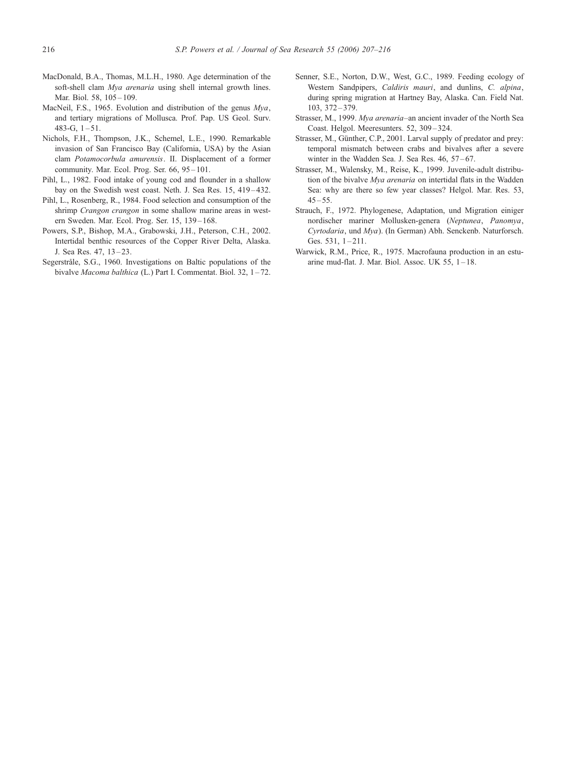MacDonald, B.A., Thomas, M.L.H., 1980. Age determination of the soft-shell clam *Mya arenaria* using shell internal growth lines. Mar. Biol. 58, 105–109.

MacNeil, F.S., 1965. Evolution and distribution of the genus *Mya*, and tertiary migrations of Mollusca. Prof. Pap. US Geol. Surv. 483-G, 1–51.

Nichols, F.H., Thompson, J.K., Schemel, L.E., 1990. Remarkable invasion of San Francisco Bay (California, USA) by the Asian clam *Potamocorbula amurensis*. II. Displacement of a former community. Mar. Ecol. Prog. Ser. 66, 95–101.

Pihl, L., 1982. Food intake of young cod and flounder in a shallow bay on the Swedish west coast. Neth. J. Sea Res. 15, 419–432.

Pihl, L., Rosenberg, R., 1984. Food selection and consumption of the shrimp *Crangon crangon* in some shallow marine areas in western Sweden. Mar. Ecol. Prog. Ser. 15, 139–168.

Powers, S.P., Bishop, M.A., Grabowski, J.H., Peterson, C.H., 2002. Intertidal benthic resources of the Copper River Delta, Alaska. J. Sea Res. 47, 13–23.

Segerstråle, S.G., 1960. Investigations on Baltic populations of the bivalve *Macoma balthica* (L.) Part I. Commentat. Biol. 32, 1–72.

Senner, S.E., Norton, D.W., West, G.C., 1989. Feeding ecology of Western Sandpipers, *Caldiris mauri*, and dunlins, *C. alpina*, during spring migration at Hartney Bay, Alaska. Can. Field Nat. 103, 372–379.

Strasser, M., 1999. *Mya arenaria*–an ancient invader of the North Sea Coast. Helgol. Meeresunters. 52, 309–324.

Strasser, M., Günther, C.P., 2001. Larval supply of predator and prey: temporal mismatch between crabs and bivalves after a severe winter in the Wadden Sea. J. Sea Res. 46, 57–67.

Strasser, M., Walensky, M., Reise, K., 1999. Juvenile-adult distribution of the bivalve *Mya arenaria* on intertidal flats in the Wadden Sea: why are there so few year classes? Helgol. Mar. Res. 53, 45–55.

Strauch, F., 1972. Phylogenese, Adaptation, und Migration einiger nordischer mariner Mollusken-genera (*Neptunea*, *Panomya*, *Cyrtodaria*, und *Mya*). (In German) Abh. Senckenb. Naturforsch. Ges. 531, 1–211.

Warwick, R.M., Price, R., 1975. Macrofauna production in an estuarine mud-flat. J. Mar. Biol. Assoc. UK 55, 1–18.